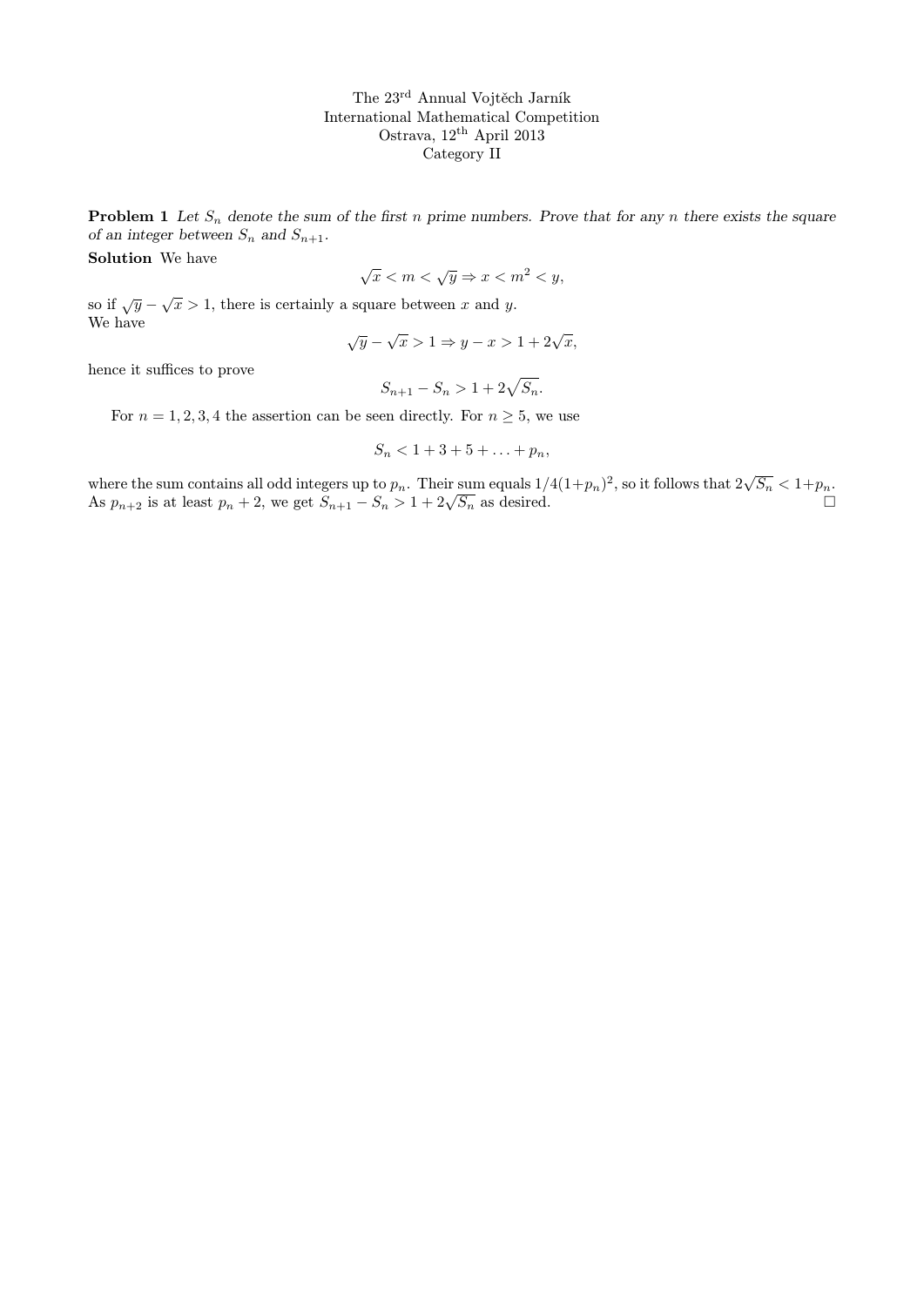The 23[rd] Annual Vojtěch Jarník
International Mathematical Competition
Ostrava, 12[th] April 2013
Category II

**Problem 1** *Let $S_n$ denote the sum of the first $n$ prime numbers. Prove that for any $n$ there exists the square of an integer between $S_n$ and $S_{n+1}$.*

**Solution** We have

$$\sqrt{x} < m < \sqrt{y} \Rightarrow x < m^2 < y,$$

so if $\sqrt{y} - \sqrt{x} > 1$, there is certainly a square between $x$ and $y$.
We have

$$\sqrt{y} - \sqrt{x} > 1 \Rightarrow y - x > 1 + 2\sqrt{x},$$

hence it suffices to prove

$$S_{n+1} - S_n > 1 + 2\sqrt{S_n}.$$

For $n = 1, 2, 3, 4$ the assertion can be seen directly. For $n \geq 5$, we use

$$S_n < 1 + 3 + 5 + \ldots + p_n,$$

where the sum contains all odd integers up to $p_n$. Their sum equals $1/4(1+p_n)^2$, so it follows that $2\sqrt{S_n} < 1+p_n$. As $p_{n+2}$ is at least $p_n + 2$, we get $S_{n+1} - S_n > 1 + 2\sqrt{S_n}$ as desired. □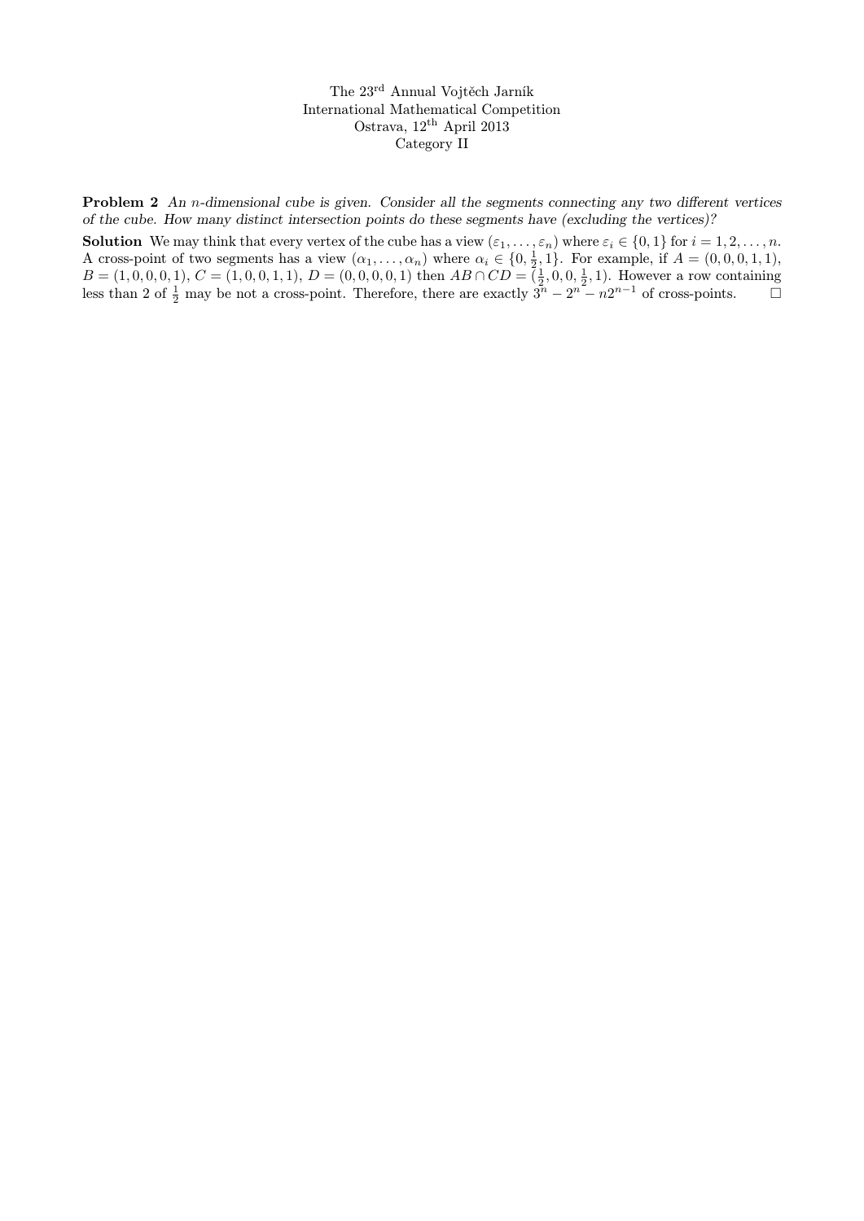The 23[rd] Annual Vojtěch Jarník
International Mathematical Competition
Ostrava, 12[th] April 2013
Category II

**Problem 2** *An $n$-dimensional cube is given. Consider all the segments connecting any two different vertices of the cube. How many distinct intersection points do these segments have (excluding the vertices)?*

**Solution** We may think that every vertex of the cube has a view $(\varepsilon_1, \dots, \varepsilon_n)$ where $\varepsilon_i \in \{0, 1\}$ for $i = 1, 2, \dots, n$. A cross-point of two segments has a view $(\alpha_1, \dots, \alpha_n)$ where $\alpha_i \in \{0, \frac{1}{2}, 1\}$. For example, if $A = (0, 0, 0, 1, 1)$, $B = (1, 0, 0, 0, 1)$, $C = (1, 0, 0, 1, 1)$, $D = (0, 0, 0, 0, 1)$ then $AB \cap CD = (\frac{1}{2}, 0, 0, \frac{1}{2}, 1)$. However a row containing less than 2 of $\frac{1}{2}$ may be not a cross-point. Therefore, there are exactly $3^n - 2^n - n2^{n-1}$ of cross-points. $\square$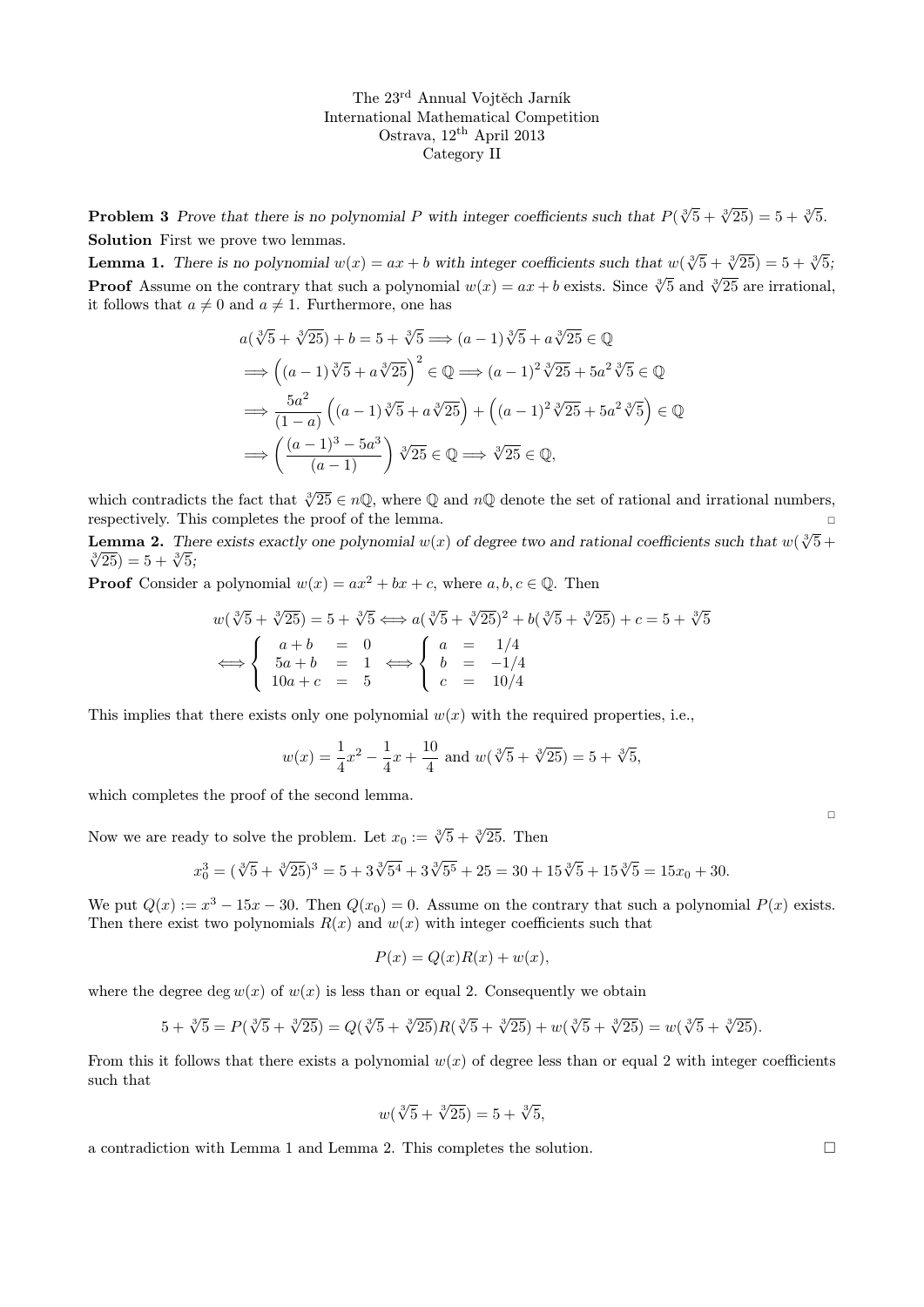The 23[rd] Annual Vojtěch Jarník
International Mathematical Competition
Ostrava, 12[th] April 2013
Category II

**Problem 3** *Prove that there is no polynomial $P$ with integer coefficients such that $P(\sqrt[3]{5}+\sqrt[3]{25}) = 5+\sqrt[3]{5}$.*

**Solution** First we prove two lemmas.

**Lemma 1.** *There is no polynomial $w(x) = ax + b$ with integer coefficients such that $w(\sqrt[3]{5}+\sqrt[3]{25}) = 5+\sqrt[3]{5}$;*

**Proof** Assume on the contrary that such a polynomial $w(x) = ax + b$ exists. Since $\sqrt[3]{5}$ and $\sqrt[3]{25}$ are irrational, it follows that $a \neq 0$ and $a \neq 1$. Furthermore, one has

$$
\begin{aligned}
& a(\sqrt[3]{5}+\sqrt[3]{25}) + b = 5+\sqrt[3]{5} \Longrightarrow (a-1)\sqrt[3]{5} + a\sqrt[3]{25} \in \mathbb{Q} \\
& \Longrightarrow \left((a-1)\sqrt[3]{5} + a\sqrt[3]{25}\right)^2 \in \mathbb{Q} \Longrightarrow (a-1)^2\sqrt[3]{25} + 5a^2\sqrt[3]{5} \in \mathbb{Q} \\
& \Longrightarrow \frac{5a^2}{(1-a)}\left((a-1)\sqrt[3]{5} + a\sqrt[3]{25}\right) + \left((a-1)^2\sqrt[3]{25} + 5a^2\sqrt[3]{5}\right) \in \mathbb{Q} \\
& \Longrightarrow \left(\frac{(a-1)^3 - 5a^3}{(a-1)}\right)\sqrt[3]{25} \in \mathbb{Q} \Longrightarrow \sqrt[3]{25} \in \mathbb{Q},
\end{aligned}
$$

which contradicts the fact that $\sqrt[3]{25} \in n\mathbb{Q}$, where $\mathbb{Q}$ and $n\mathbb{Q}$ denote the set of rational and irrational numbers, respectively. This completes the proof of the lemma. □

**Lemma 2.** *There exists exactly one polynomial $w(x)$ of degree two and rational coefficients such that $w(\sqrt[3]{5}+\sqrt[3]{25}) = 5+\sqrt[3]{5}$;*

**Proof** Consider a polynomial $w(x) = ax^2 + bx + c$, where $a, b, c \in \mathbb{Q}$. Then

$$
w(\sqrt[3]{5}+\sqrt[3]{25}) = 5+\sqrt[3]{5} \Longleftrightarrow a(\sqrt[3]{5}+\sqrt[3]{25})^2 + b(\sqrt[3]{5}+\sqrt[3]{25}) + c = 5+\sqrt[3]{5}
$$

$$
\Longleftrightarrow \begin{cases} a+b &= 0 \\ 5a+b &= 1 \\ 10a+c &= 5 \end{cases} \Longleftrightarrow \begin{cases} a &= 1/4 \\ b &= -1/4 \\ c &= 10/4 \end{cases}
$$

This implies that there exists only one polynomial $w(x)$ with the required properties, i.e.,

$$
w(x) = \frac{1}{4}x^2 - \frac{1}{4}x + \frac{10}{4} \text{ and } w(\sqrt[3]{5}+\sqrt[3]{25}) = 5+\sqrt[3]{5},
$$

which completes the proof of the second lemma.

□

Now we are ready to solve the problem. Let $x_0 := \sqrt[3]{5}+\sqrt[3]{25}$. Then

$$
x_0^3 = (\sqrt[3]{5}+\sqrt[3]{25})^3 = 5 + 3\sqrt[3]{5^4} + 3\sqrt[3]{5^5} + 25 = 30 + 15\sqrt[3]{5} + 15\sqrt[3]{5} = 15x_0 + 30.
$$

We put $Q(x) := x^3 - 15x - 30$. Then $Q(x_0) = 0$. Assume on the contrary that such a polynomial $P(x)$ exists. Then there exist two polynomials $R(x)$ and $w(x)$ with integer coefficients such that

$$
P(x) = Q(x)R(x) + w(x),
$$

where the degree $\deg w(x)$ of $w(x)$ is less than or equal 2. Consequently we obtain

$$
5+\sqrt[3]{5} = P(\sqrt[3]{5}+\sqrt[3]{25}) = Q(\sqrt[3]{5}+\sqrt[3]{25})R(\sqrt[3]{5}+\sqrt[3]{25}) + w(\sqrt[3]{5}+\sqrt[3]{25}) = w(\sqrt[3]{5}+\sqrt[3]{25}).
$$

From this it follows that there exists a polynomial $w(x)$ of degree less than or equal 2 with integer coefficients such that

$$
w(\sqrt[3]{5}+\sqrt[3]{25}) = 5+\sqrt[3]{5},
$$

a contradiction with Lemma 1 and Lemma 2. This completes the solution. □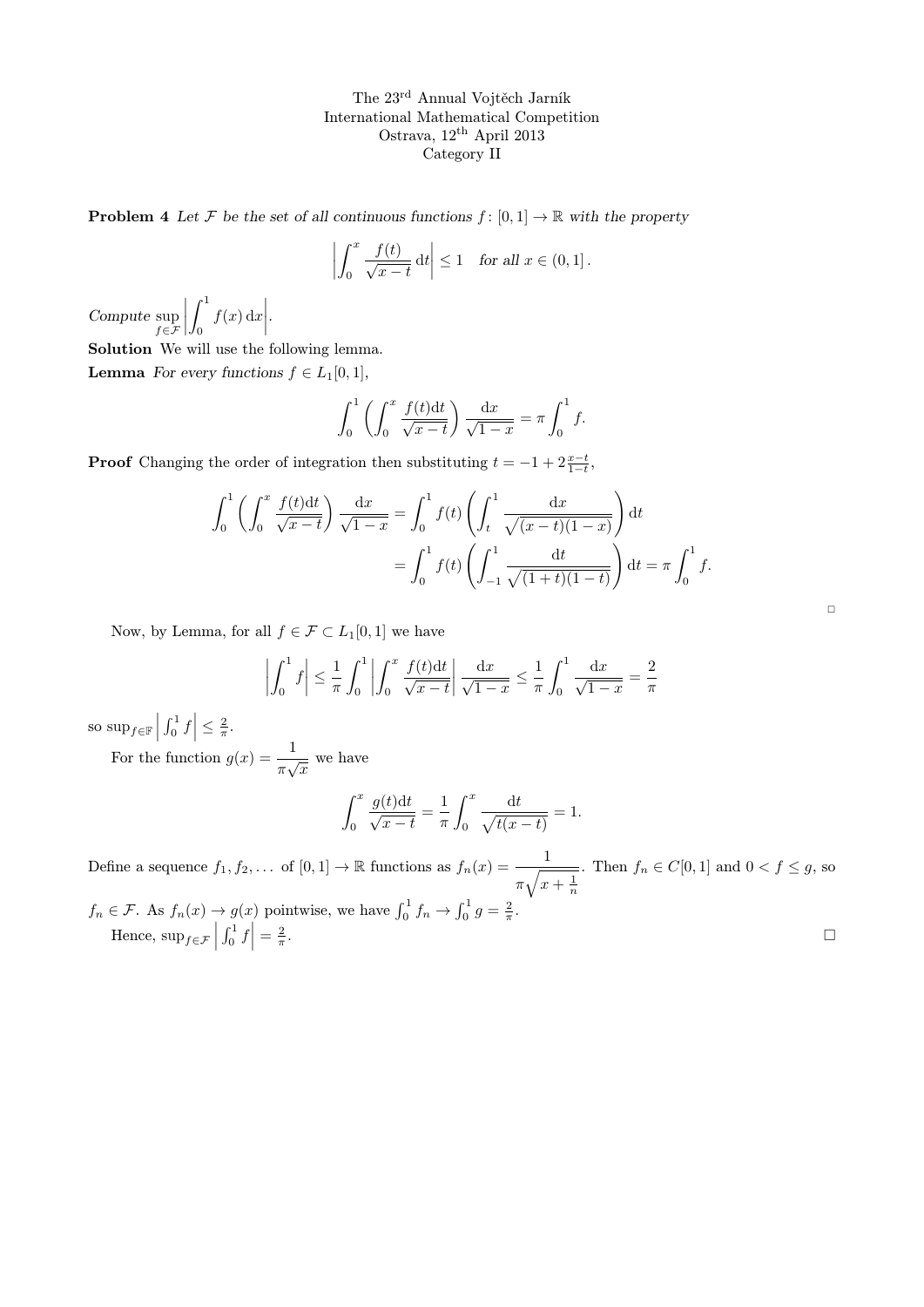The 23[rd] Annual Vojtěch Jarník
International Mathematical Competition
Ostrava, 12[th] April 2013
Category II

**Problem 4** *Let $\mathcal{F}$ be the set of all continuous functions $f\colon [0,1] \to \mathbb{R}$ with the property*

$$\left| \int_0^x \frac{f(t)}{\sqrt{x-t}}\,\mathrm{d}t \right| \le 1 \quad \text{for all } x \in (0,1]\,.$$

*Compute* $\sup\limits_{f \in \mathcal{F}} \left| \int_0^1 f(x)\,\mathrm{d}x \right|$.

**Solution** We will use the following lemma.

**Lemma** *For every functions $f \in L_1[0,1]$,*

$$\int_0^1 \left( \int_0^x \frac{f(t)\mathrm{d}t}{\sqrt{x-t}} \right) \frac{\mathrm{d}x}{\sqrt{1-x}} = \pi \int_0^1 f.$$

**Proof** Changing the order of integration then substituting $t = -1 + 2\frac{x-t}{1-t}$,

$$\begin{aligned}
\int_0^1 \left( \int_0^x \frac{f(t)\mathrm{d}t}{\sqrt{x-t}} \right) \frac{\mathrm{d}x}{\sqrt{1-x}} &= \int_0^1 f(t) \left( \int_t^1 \frac{\mathrm{d}x}{\sqrt{(x-t)(1-x)}} \right) \mathrm{d}t \\
&= \int_0^1 f(t) \left( \int_{-1}^1 \frac{\mathrm{d}t}{\sqrt{(1+t)(1-t)}} \right) \mathrm{d}t = \pi \int_0^1 f.
\end{aligned}$$

□

Now, by Lemma, for all $f \in \mathcal{F} \subset L_1[0,1]$ we have

$$\left| \int_0^1 f \right| \le \frac{1}{\pi} \int_0^1 \left| \int_0^x \frac{f(t)\mathrm{d}t}{\sqrt{x-t}} \right| \frac{\mathrm{d}x}{\sqrt{1-x}} \le \frac{1}{\pi} \int_0^1 \frac{\mathrm{d}x}{\sqrt{1-x}} = \frac{2}{\pi}$$

so $\sup_{f \in \mathbb{F}} \left| \int_0^1 f \right| \le \frac{2}{\pi}$.

For the function $g(x) = \dfrac{1}{\pi\sqrt{x}}$ we have

$$\int_0^x \frac{g(t)\mathrm{d}t}{\sqrt{x-t}} = \frac{1}{\pi} \int_0^x \frac{\mathrm{d}t}{\sqrt{t(x-t)}} = 1.$$

Define a sequence $f_1, f_2, \ldots$ of $[0,1] \to \mathbb{R}$ functions as $f_n(x) = \dfrac{1}{\pi\sqrt{x+\frac{1}{n}}}$. Then $f_n \in C[0,1]$ and $0 < f \le g$, so $f_n \in \mathcal{F}$. As $f_n(x) \to g(x)$ pointwise, we have $\int_0^1 f_n \to \int_0^1 g = \frac{2}{\pi}$.

Hence, $\sup_{f \in \mathcal{F}} \left| \int_0^1 f \right| = \frac{2}{\pi}$. □